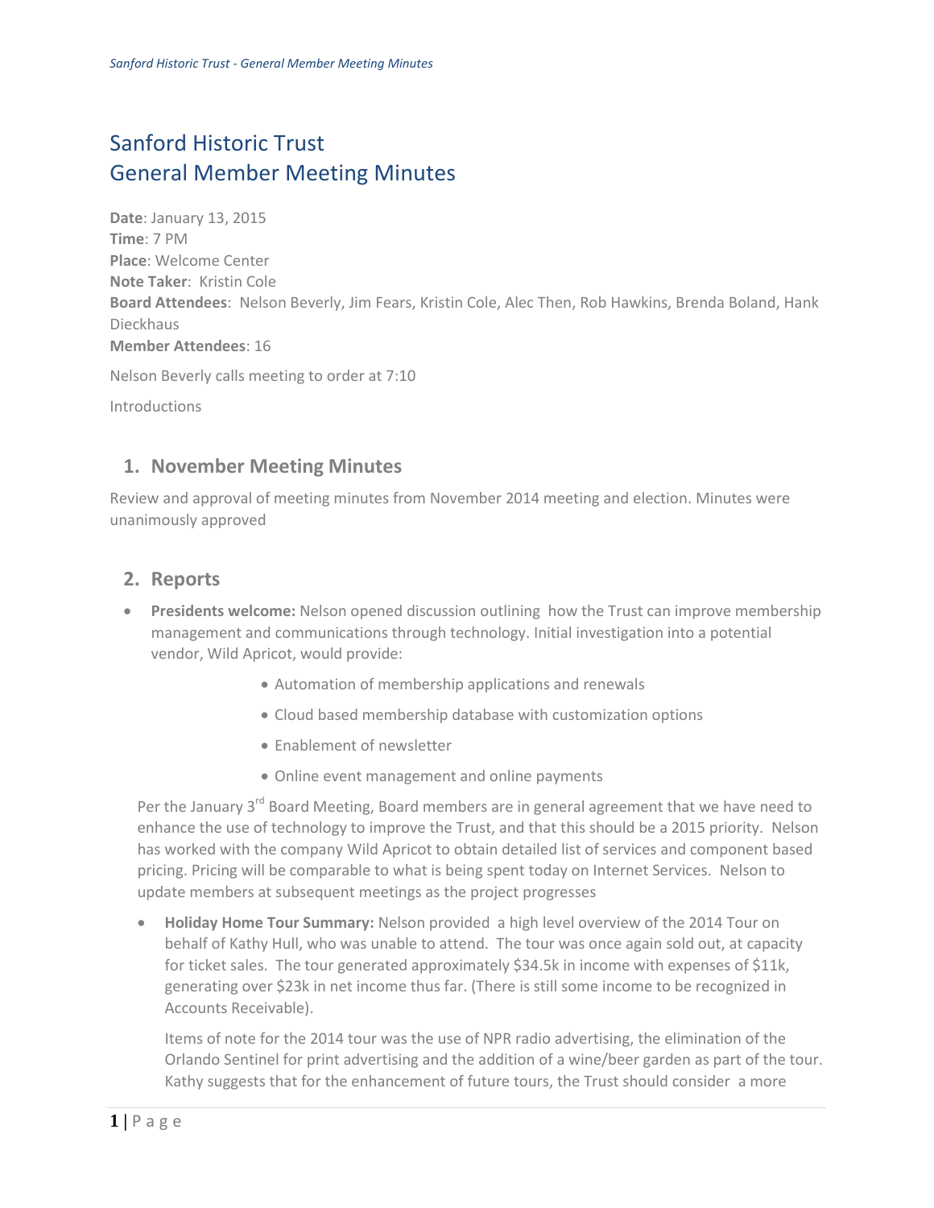# Sanford Historic Trust
# General Member Meeting Minutes

**Date**: January 13, 2015
**Time**: 7 PM
**Place**: Welcome Center
**Note Taker**: Kristin Cole
**Board Attendees**: Nelson Beverly, Jim Fears, Kristin Cole, Alec Then, Rob Hawkins, Brenda Boland, Hank Dieckhaus
**Member Attendees**: 16

Nelson Beverly calls meeting to order at 7:10

Introductions

## 1. November Meeting Minutes

Review and approval of meeting minutes from November 2014 meeting and election. Minutes were unanimously approved

## 2. Reports

- **Presidents welcome:** Nelson opened discussion outlining how the Trust can improve membership management and communications through technology. Initial investigation into a potential vendor, Wild Apricot, would provide:
  - Automation of membership applications and renewals
  - Cloud based membership database with customization options
  - Enablement of newsletter
  - Online event management and online payments

  Per the January 3rd Board Meeting, Board members are in general agreement that we have need to enhance the use of technology to improve the Trust, and that this should be a 2015 priority. Nelson has worked with the company Wild Apricot to obtain detailed list of services and component based pricing. Pricing will be comparable to what is being spent today on Internet Services. Nelson to update members at subsequent meetings as the project progresses

- **Holiday Home Tour Summary:** Nelson provided a high level overview of the 2014 Tour on behalf of Kathy Hull, who was unable to attend. The tour was once again sold out, at capacity for ticket sales. The tour generated approximately $34.5k in income with expenses of $11k, generating over $23k in net income thus far. (There is still some income to be recognized in Accounts Receivable).

  Items of note for the 2014 tour was the use of NPR radio advertising, the elimination of the Orlando Sentinel for print advertising and the addition of a wine/beer garden as part of the tour. Kathy suggests that for the enhancement of future tours, the Trust should consider a more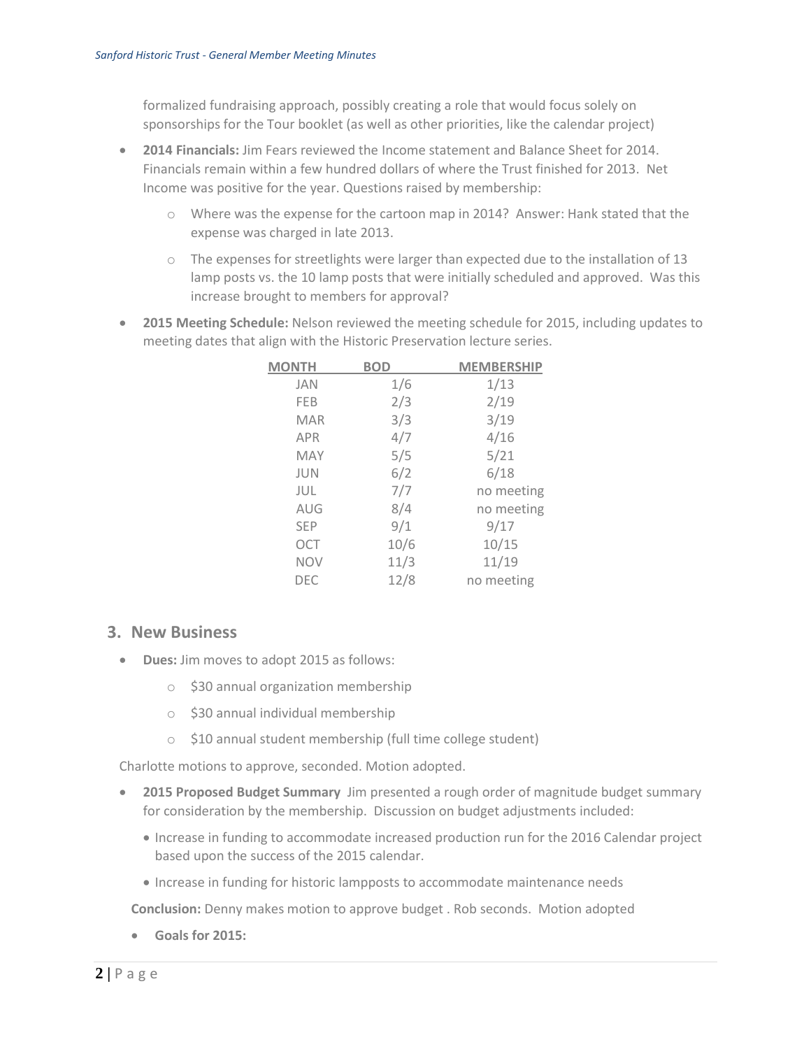formalized fundraising approach, possibly creating a role that would focus solely on sponsorships for the Tour booklet (as well as other priorities, like the calendar project)

- **2014 Financials:** Jim Fears reviewed the Income statement and Balance Sheet for 2014. Financials remain within a few hundred dollars of where the Trust finished for 2013. Net Income was positive for the year. Questions raised by membership:
  - Where was the expense for the cartoon map in 2014? Answer: Hank stated that the expense was charged in late 2013.
  - The expenses for streetlights were larger than expected due to the installation of 13 lamp posts vs. the 10 lamp posts that were initially scheduled and approved. Was this increase brought to members for approval?
- **2015 Meeting Schedule:** Nelson reviewed the meeting schedule for 2015, including updates to meeting dates that align with the Historic Preservation lecture series.

| MONTH | BOD | MEMBERSHIP |
|---|---|---|
| JAN | 1/6 | 1/13 |
| FEB | 2/3 | 2/19 |
| MAR | 3/3 | 3/19 |
| APR | 4/7 | 4/16 |
| MAY | 5/5 | 5/21 |
| JUN | 6/2 | 6/18 |
| JUL | 7/7 | no meeting |
| AUG | 8/4 | no meeting |
| SEP | 9/1 | 9/17 |
| OCT | 10/6 | 10/15 |
| NOV | 11/3 | 11/19 |
| DEC | 12/8 | no meeting |

## 3. New Business

- **Dues:** Jim moves to adopt 2015 as follows:
  - $30 annual organization membership
  - $30 annual individual membership
  - $10 annual student membership (full time college student)

Charlotte motions to approve, seconded. Motion adopted.

- **2015 Proposed Budget Summary** Jim presented a rough order of magnitude budget summary for consideration by the membership. Discussion on budget adjustments included:
  - Increase in funding to accommodate increased production run for the 2016 Calendar project based upon the success of the 2015 calendar.
  - Increase in funding for historic lampposts to accommodate maintenance needs

**Conclusion:** Denny makes motion to approve budget . Rob seconds. Motion adopted

- **Goals for 2015:**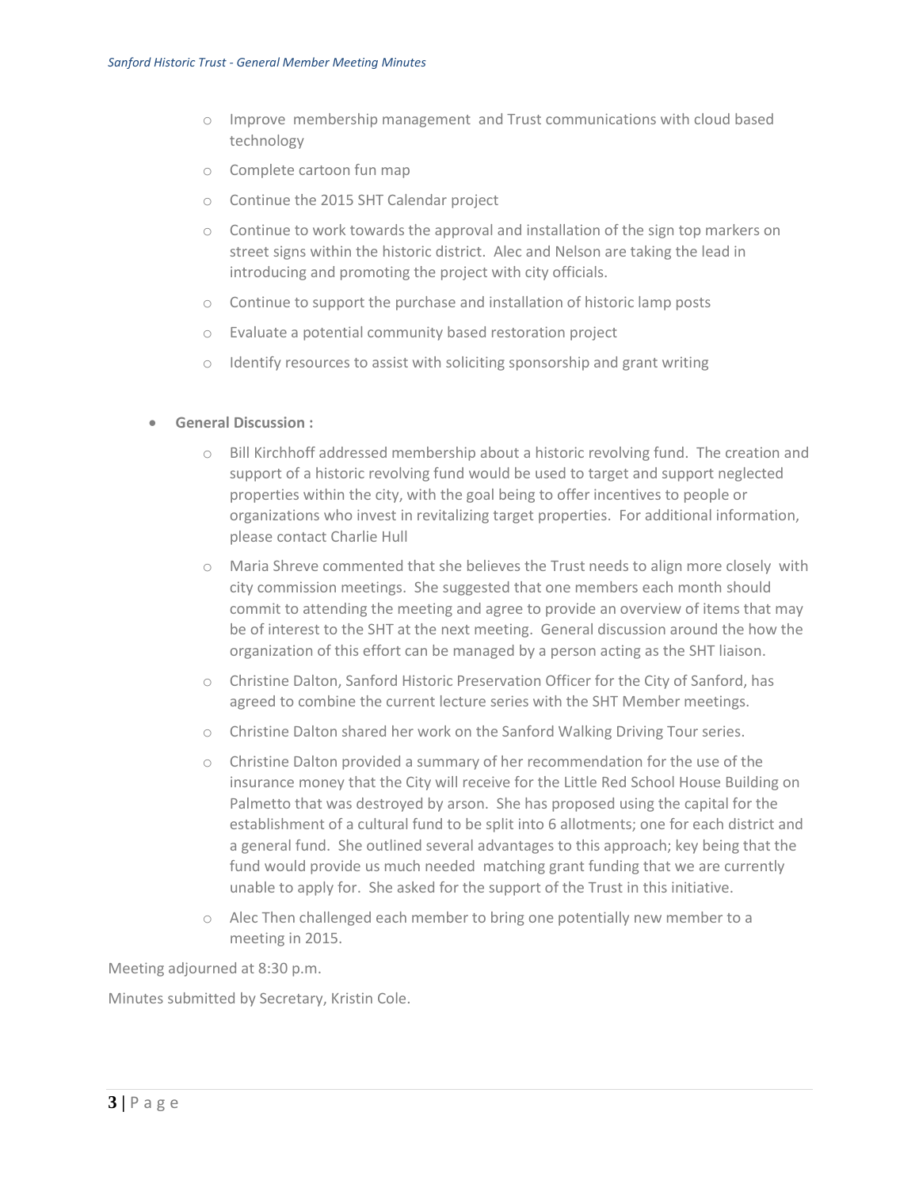- Improve membership management and Trust communications with cloud based technology
- Complete cartoon fun map
- Continue the 2015 SHT Calendar project
- Continue to work towards the approval and installation of the sign top markers on street signs within the historic district. Alec and Nelson are taking the lead in introducing and promoting the project with city officials.
- Continue to support the purchase and installation of historic lamp posts
- Evaluate a potential community based restoration project
- Identify resources to assist with soliciting sponsorship and grant writing

- **General Discussion :**
  - Bill Kirchhoff addressed membership about a historic revolving fund. The creation and support of a historic revolving fund would be used to target and support neglected properties within the city, with the goal being to offer incentives to people or organizations who invest in revitalizing target properties. For additional information, please contact Charlie Hull
  - Maria Shreve commented that she believes the Trust needs to align more closely with city commission meetings. She suggested that one members each month should commit to attending the meeting and agree to provide an overview of items that may be of interest to the SHT at the next meeting. General discussion around the how the organization of this effort can be managed by a person acting as the SHT liaison.
  - Christine Dalton, Sanford Historic Preservation Officer for the City of Sanford, has agreed to combine the current lecture series with the SHT Member meetings.
  - Christine Dalton shared her work on the Sanford Walking Driving Tour series.
  - Christine Dalton provided a summary of her recommendation for the use of the insurance money that the City will receive for the Little Red School House Building on Palmetto that was destroyed by arson. She has proposed using the capital for the establishment of a cultural fund to be split into 6 allotments; one for each district and a general fund. She outlined several advantages to this approach; key being that the fund would provide us much needed matching grant funding that we are currently unable to apply for. She asked for the support of the Trust in this initiative.
  - Alec Then challenged each member to bring one potentially new member to a meeting in 2015.

Meeting adjourned at 8:30 p.m.

Minutes submitted by Secretary, Kristin Cole.